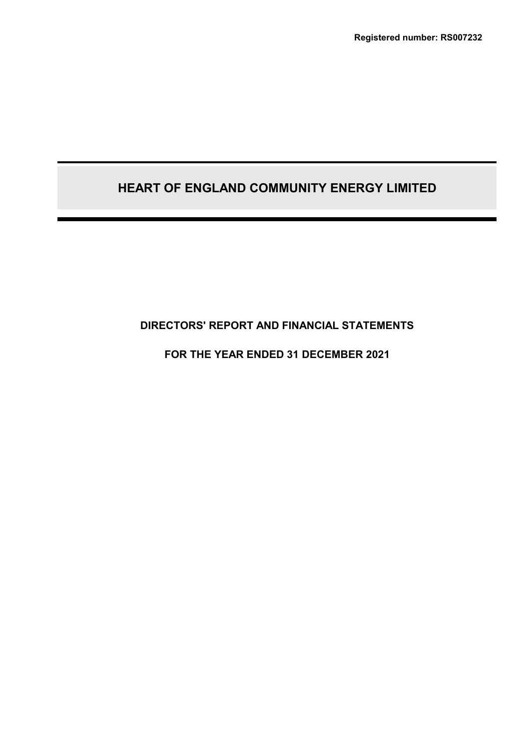**Registered number: RS007232**

# HEART OF ENGLAND COMMUNITY ENERGY LIMITED

## DIRECTORS' REPORT AND FINANCIAL STATEMENTS

## FOR THE YEAR ENDED 31 DECEMBER 2021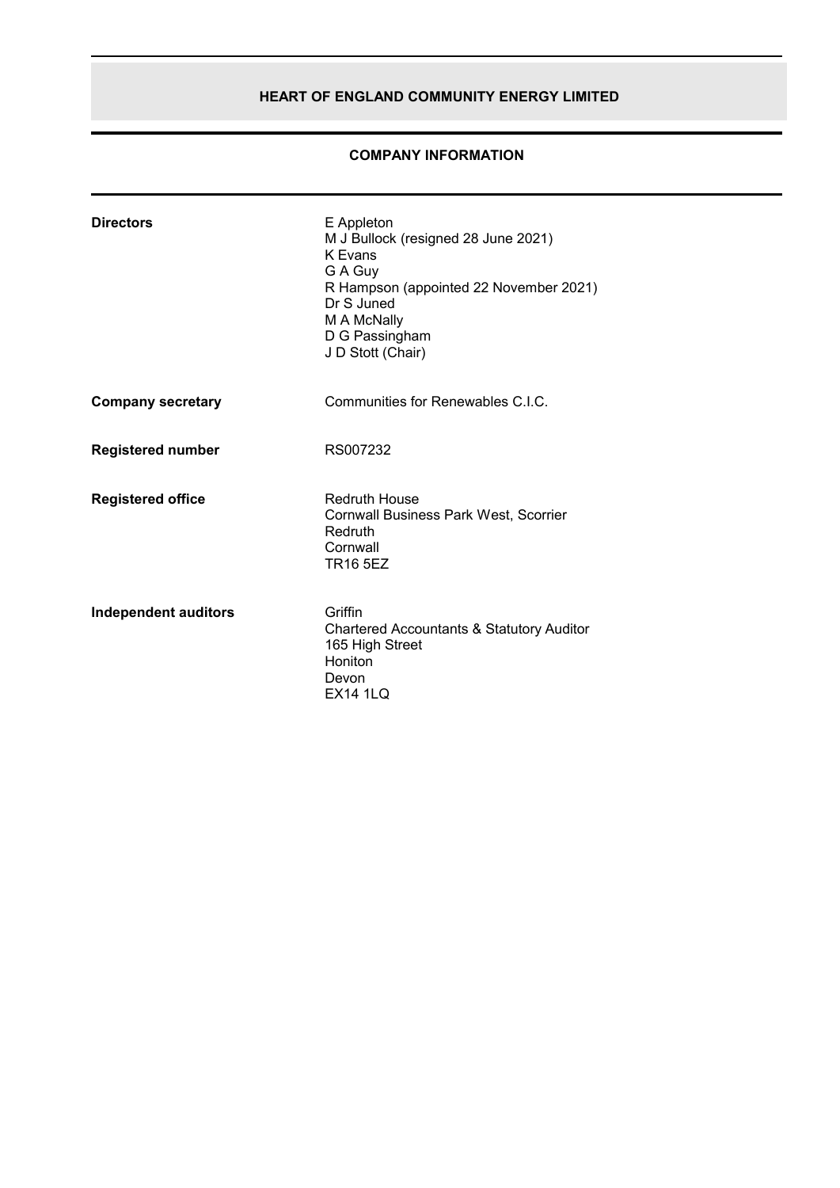# HEART OF ENGLAND COMMUNITY ENERGY LIMITED

## COMPANY INFORMATION

| | |
|---|---|
| **Directors** | E Appleton<br>M J Bullock (resigned 28 June 2021)<br>K Evans<br>G A Guy<br>R Hampson (appointed 22 November 2021)<br>Dr S Juned<br>M A McNally<br>D G Passingham<br>J D Stott (Chair) |
| **Company secretary** | Communities for Renewables C.I.C. |
| **Registered number** | RS007232 |
| **Registered office** | Redruth House<br>Cornwall Business Park West, Scorrier<br>Redruth<br>Cornwall<br>TR16 5EZ |
| **Independent auditors** | Griffin<br>Chartered Accountants & Statutory Auditor<br>165 High Street<br>Honiton<br>Devon<br>EX14 1LQ |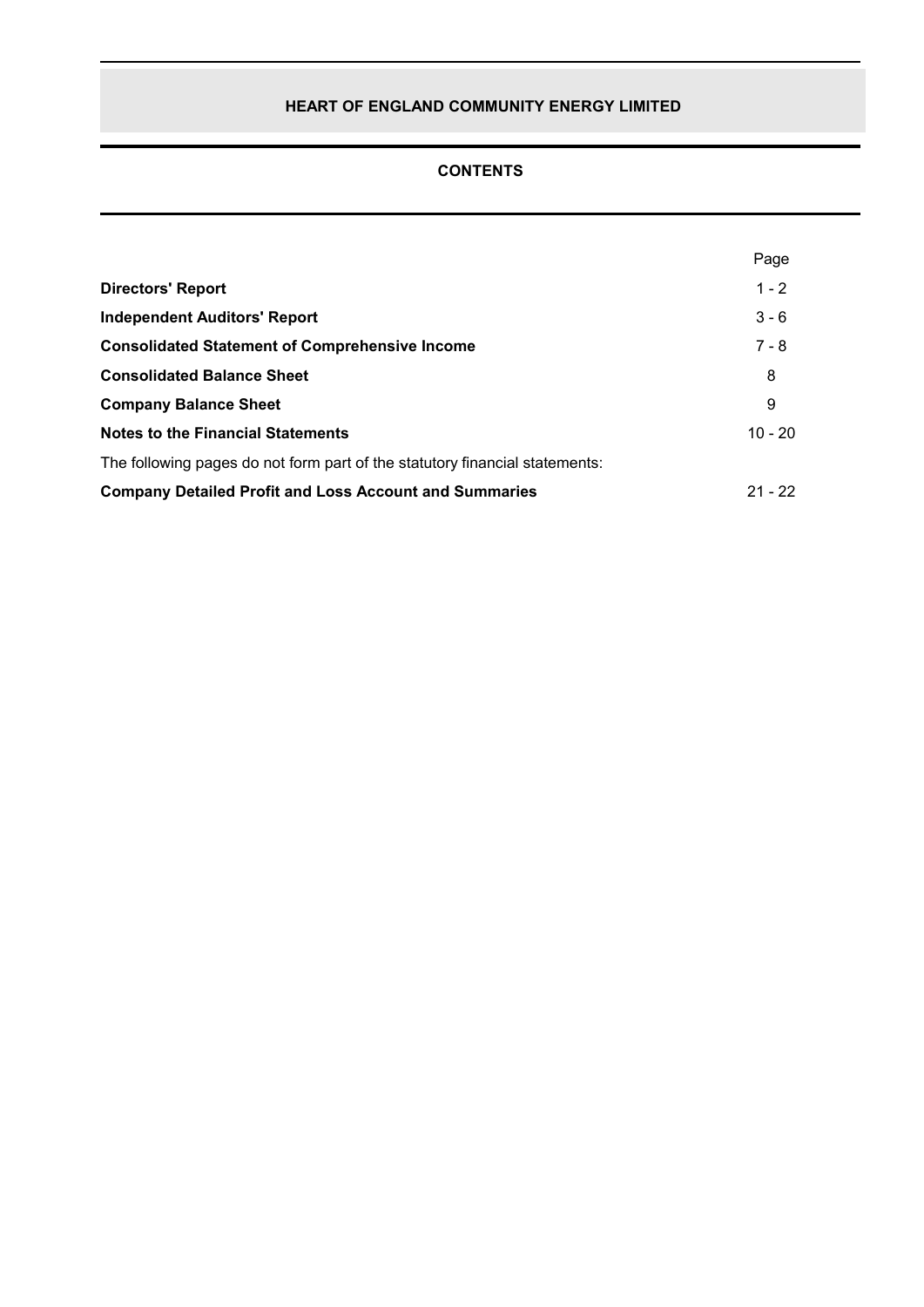# HEART OF ENGLAND COMMUNITY ENERGY LIMITED

## CONTENTS

| | Page |
|---|---|
| **Directors' Report** | 1 - 2 |
| **Independent Auditors' Report** | 3 - 6 |
| **Consolidated Statement of Comprehensive Income** | 7 - 8 |
| **Consolidated Balance Sheet** | 8 |
| **Company Balance Sheet** | 9 |
| **Notes to the Financial Statements** | 10 - 20 |
| The following pages do not form part of the statutory financial statements: | |
| **Company Detailed Profit and Loss Account and Summaries** | 21 - 22 |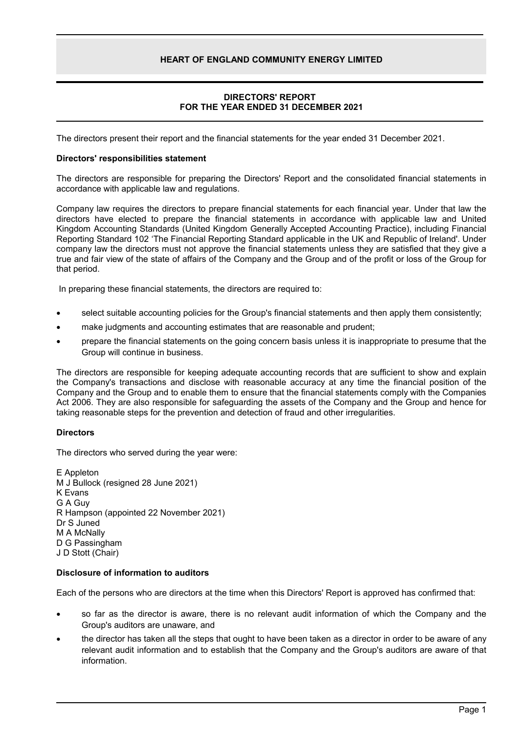# HEART OF ENGLAND COMMUNITY ENERGY LIMITED

## DIRECTORS' REPORT
## FOR THE YEAR ENDED 31 DECEMBER 2021

The directors present their report and the financial statements for the year ended 31 December 2021.

**Directors' responsibilities statement**

The directors are responsible for preparing the Directors' Report and the consolidated financial statements in accordance with applicable law and regulations.

Company law requires the directors to prepare financial statements for each financial year. Under that law the directors have elected to prepare the financial statements in accordance with applicable law and United Kingdom Accounting Standards (United Kingdom Generally Accepted Accounting Practice), including Financial Reporting Standard 102 'The Financial Reporting Standard applicable in the UK and Republic of Ireland'. Under company law the directors must not approve the financial statements unless they are satisfied that they give a true and fair view of the state of affairs of the Company and the Group and of the profit or loss of the Group for that period.

In preparing these financial statements, the directors are required to:

- select suitable accounting policies for the Group's financial statements and then apply them consistently;
- make judgments and accounting estimates that are reasonable and prudent;
- prepare the financial statements on the going concern basis unless it is inappropriate to presume that the Group will continue in business.

The directors are responsible for keeping adequate accounting records that are sufficient to show and explain the Company's transactions and disclose with reasonable accuracy at any time the financial position of the Company and the Group and to enable them to ensure that the financial statements comply with the Companies Act 2006. They are also responsible for safeguarding the assets of the Company and the Group and hence for taking reasonable steps for the prevention and detection of fraud and other irregularities.

**Directors**

The directors who served during the year were:

E Appleton
M J Bullock (resigned 28 June 2021)
K Evans
G A Guy
R Hampson (appointed 22 November 2021)
Dr S Juned
M A McNally
D G Passingham
J D Stott (Chair)

**Disclosure of information to auditors**

Each of the persons who are directors at the time when this Directors' Report is approved has confirmed that:

- so far as the director is aware, there is no relevant audit information of which the Company and the Group's auditors are unaware, and
- the director has taken all the steps that ought to have been taken as a director in order to be aware of any relevant audit information and to establish that the Company and the Group's auditors are aware of that information.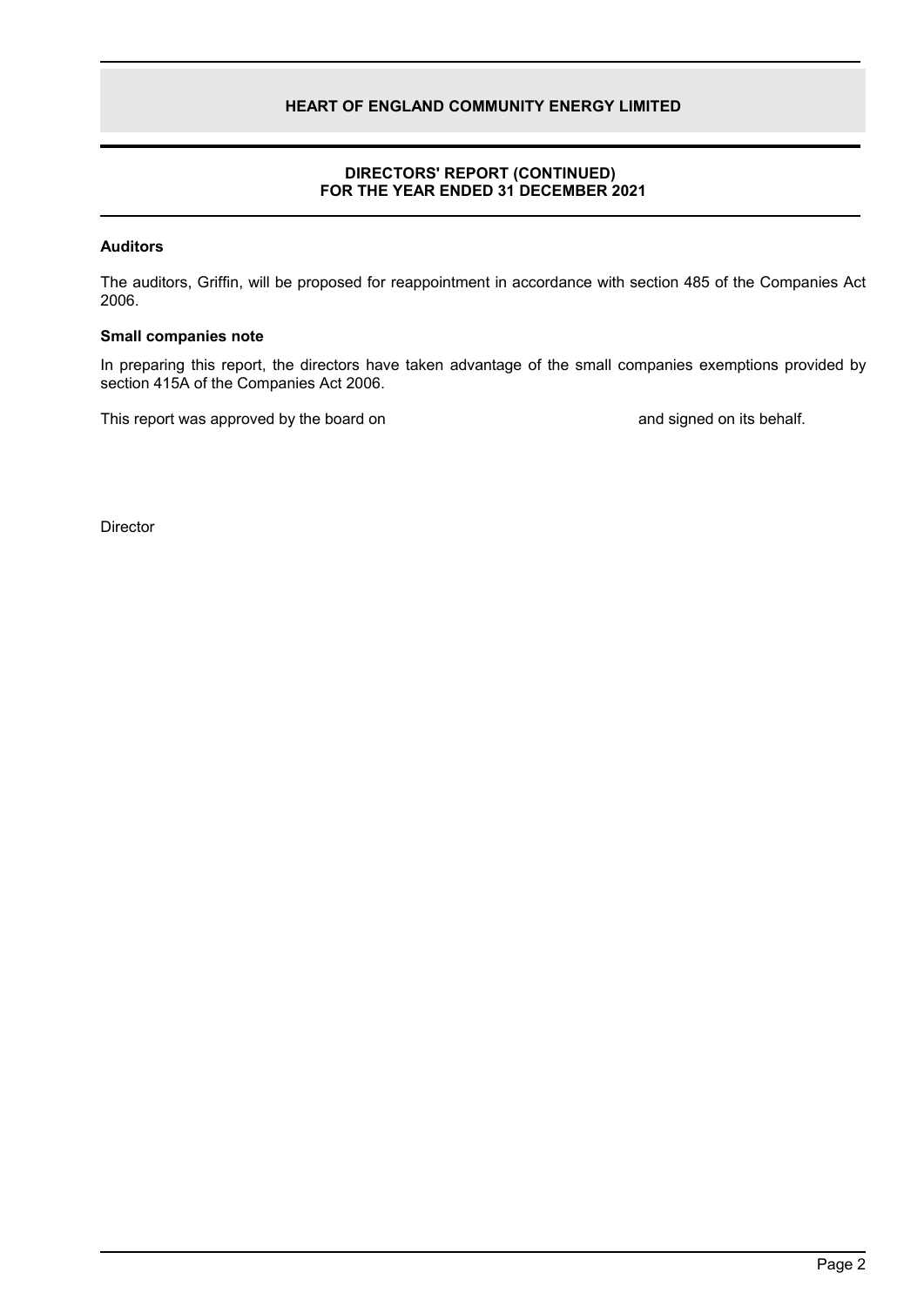## DIRECTORS' REPORT (CONTINUED)
## FOR THE YEAR ENDED 31 DECEMBER 2021

**Auditors**

The auditors, Griffin, will be proposed for reappointment in accordance with section 485 of the Companies Act 2006.

**Small companies note**

In preparing this report, the directors have taken advantage of the small companies exemptions provided by section 415A of the Companies Act 2006.

This report was approved by the board on and signed on its behalf.

Director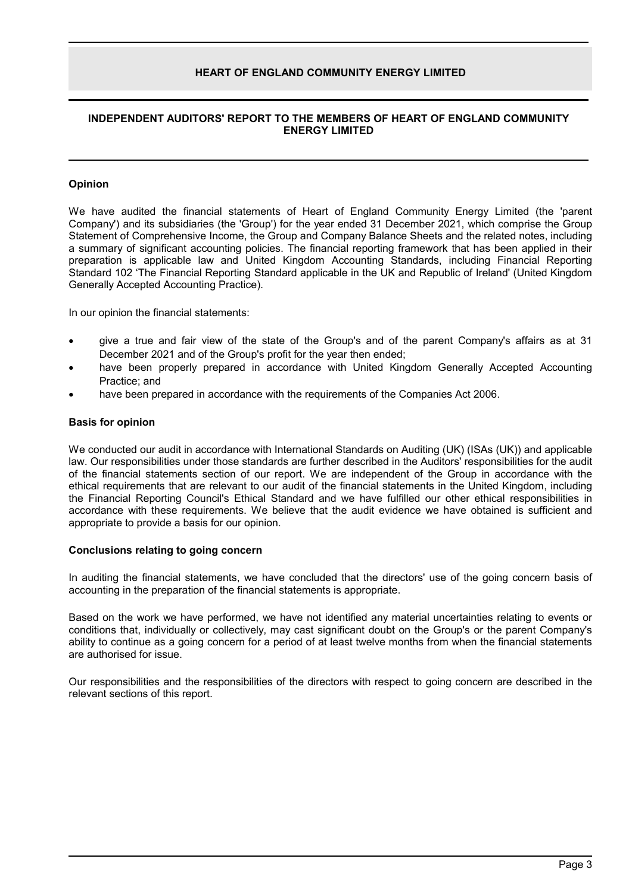# INDEPENDENT AUDITORS' REPORT TO THE MEMBERS OF HEART OF ENGLAND COMMUNITY ENERGY LIMITED

### Opinion

We have audited the financial statements of Heart of England Community Energy Limited (the 'parent Company') and its subsidiaries (the 'Group') for the year ended 31 December 2021, which comprise the Group Statement of Comprehensive Income, the Group and Company Balance Sheets and the related notes, including a summary of significant accounting policies. The financial reporting framework that has been applied in their preparation is applicable law and United Kingdom Accounting Standards, including Financial Reporting Standard 102 'The Financial Reporting Standard applicable in the UK and Republic of Ireland' (United Kingdom Generally Accepted Accounting Practice).

In our opinion the financial statements:

- give a true and fair view of the state of the Group's and of the parent Company's affairs as at 31 December 2021 and of the Group's profit for the year then ended;
- have been properly prepared in accordance with United Kingdom Generally Accepted Accounting Practice; and
- have been prepared in accordance with the requirements of the Companies Act 2006.

### Basis for opinion

We conducted our audit in accordance with International Standards on Auditing (UK) (ISAs (UK)) and applicable law. Our responsibilities under those standards are further described in the Auditors' responsibilities for the audit of the financial statements section of our report. We are independent of the Group in accordance with the ethical requirements that are relevant to our audit of the financial statements in the United Kingdom, including the Financial Reporting Council's Ethical Standard and we have fulfilled our other ethical responsibilities in accordance with these requirements. We believe that the audit evidence we have obtained is sufficient and appropriate to provide a basis for our opinion.

### Conclusions relating to going concern

In auditing the financial statements, we have concluded that the directors' use of the going concern basis of accounting in the preparation of the financial statements is appropriate.

Based on the work we have performed, we have not identified any material uncertainties relating to events or conditions that, individually or collectively, may cast significant doubt on the Group's or the parent Company's ability to continue as a going concern for a period of at least twelve months from when the financial statements are authorised for issue.

Our responsibilities and the responsibilities of the directors with respect to going concern are described in the relevant sections of this report.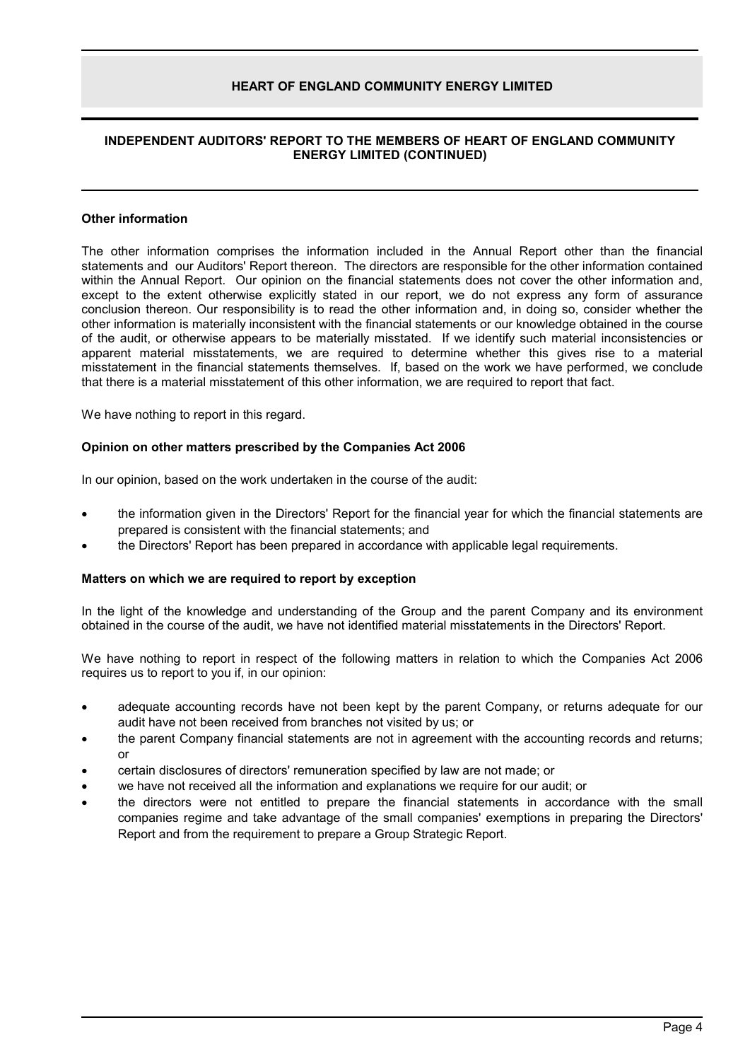## INDEPENDENT AUDITORS' REPORT TO THE MEMBERS OF HEART OF ENGLAND COMMUNITY ENERGY LIMITED (CONTINUED)

### Other information

The other information comprises the information included in the Annual Report other than the financial statements and our Auditors' Report thereon. The directors are responsible for the other information contained within the Annual Report. Our opinion on the financial statements does not cover the other information and, except to the extent otherwise explicitly stated in our report, we do not express any form of assurance conclusion thereon. Our responsibility is to read the other information and, in doing so, consider whether the other information is materially inconsistent with the financial statements or our knowledge obtained in the course of the audit, or otherwise appears to be materially misstated. If we identify such material inconsistencies or apparent material misstatements, we are required to determine whether this gives rise to a material misstatement in the financial statements themselves. If, based on the work we have performed, we conclude that there is a material misstatement of this other information, we are required to report that fact.

We have nothing to report in this regard.

### Opinion on other matters prescribed by the Companies Act 2006

In our opinion, based on the work undertaken in the course of the audit:

- the information given in the Directors' Report for the financial year for which the financial statements are prepared is consistent with the financial statements; and
- the Directors' Report has been prepared in accordance with applicable legal requirements.

### Matters on which we are required to report by exception

In the light of the knowledge and understanding of the Group and the parent Company and its environment obtained in the course of the audit, we have not identified material misstatements in the Directors' Report.

We have nothing to report in respect of the following matters in relation to which the Companies Act 2006 requires us to report to you if, in our opinion:

- adequate accounting records have not been kept by the parent Company, or returns adequate for our audit have not been received from branches not visited by us; or
- the parent Company financial statements are not in agreement with the accounting records and returns; or
- certain disclosures of directors' remuneration specified by law are not made; or
- we have not received all the information and explanations we require for our audit; or
- the directors were not entitled to prepare the financial statements in accordance with the small companies regime and take advantage of the small companies' exemptions in preparing the Directors' Report and from the requirement to prepare a Group Strategic Report.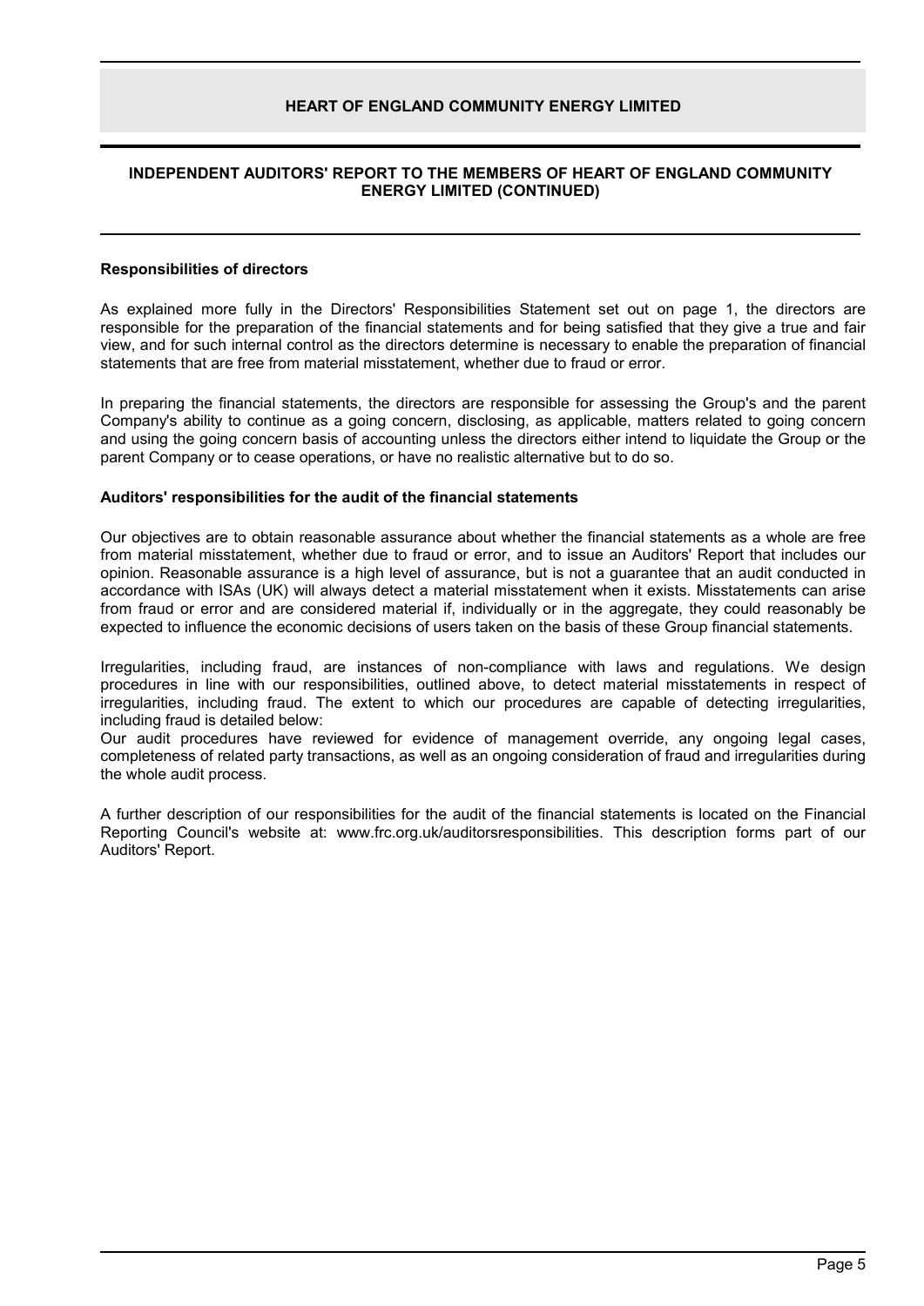## INDEPENDENT AUDITORS' REPORT TO THE MEMBERS OF HEART OF ENGLAND COMMUNITY ENERGY LIMITED (CONTINUED)

### Responsibilities of directors

As explained more fully in the Directors' Responsibilities Statement set out on page 1, the directors are responsible for the preparation of the financial statements and for being satisfied that they give a true and fair view, and for such internal control as the directors determine is necessary to enable the preparation of financial statements that are free from material misstatement, whether due to fraud or error.

In preparing the financial statements, the directors are responsible for assessing the Group's and the parent Company's ability to continue as a going concern, disclosing, as applicable, matters related to going concern and using the going concern basis of accounting unless the directors either intend to liquidate the Group or the parent Company or to cease operations, or have no realistic alternative but to do so.

### Auditors' responsibilities for the audit of the financial statements

Our objectives are to obtain reasonable assurance about whether the financial statements as a whole are free from material misstatement, whether due to fraud or error, and to issue an Auditors' Report that includes our opinion. Reasonable assurance is a high level of assurance, but is not a guarantee that an audit conducted in accordance with ISAs (UK) will always detect a material misstatement when it exists. Misstatements can arise from fraud or error and are considered material if, individually or in the aggregate, they could reasonably be expected to influence the economic decisions of users taken on the basis of these Group financial statements.

Irregularities, including fraud, are instances of non-compliance with laws and regulations. We design procedures in line with our responsibilities, outlined above, to detect material misstatements in respect of irregularities, including fraud. The extent to which our procedures are capable of detecting irregularities, including fraud is detailed below:
Our audit procedures have reviewed for evidence of management override, any ongoing legal cases, completeness of related party transactions, as well as an ongoing consideration of fraud and irregularities during the whole audit process.

A further description of our responsibilities for the audit of the financial statements is located on the Financial Reporting Council's website at: www.frc.org.uk/auditorsresponsibilities. This description forms part of our Auditors' Report.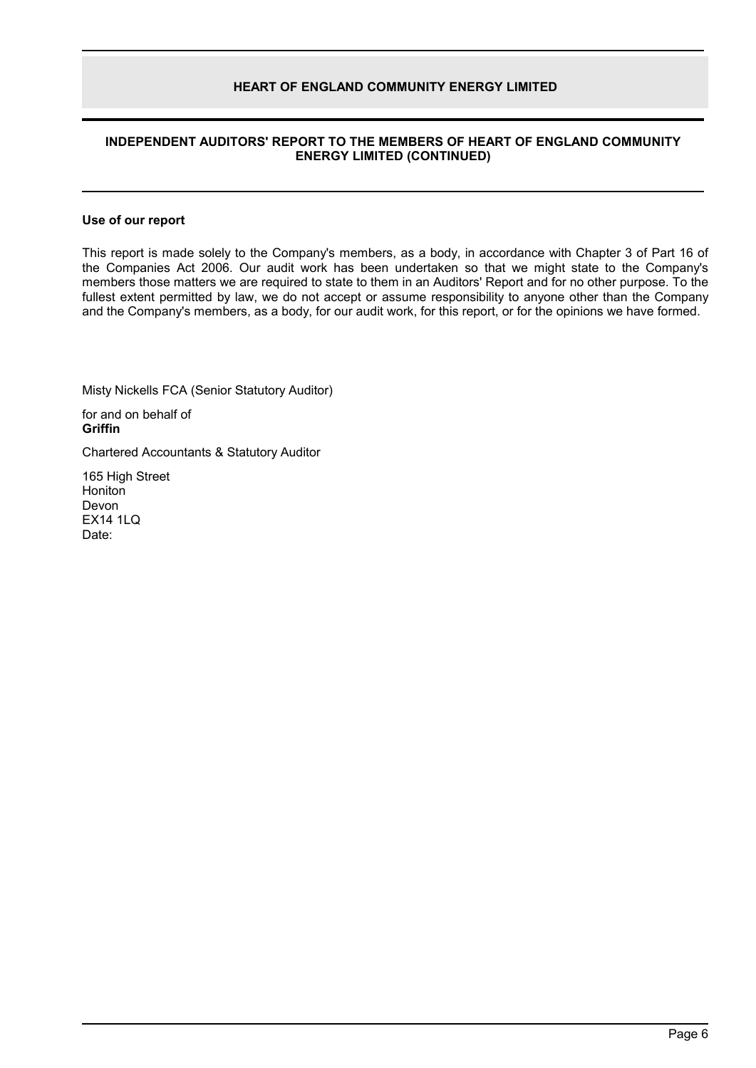## INDEPENDENT AUDITORS' REPORT TO THE MEMBERS OF HEART OF ENGLAND COMMUNITY ENERGY LIMITED (CONTINUED)

### Use of our report

This report is made solely to the Company's members, as a body, in accordance with Chapter 3 of Part 16 of the Companies Act 2006. Our audit work has been undertaken so that we might state to the Company's members those matters we are required to state to them in an Auditors' Report and for no other purpose. To the fullest extent permitted by law, we do not accept or assume responsibility to anyone other than the Company and the Company's members, as a body, for our audit work, for this report, or for the opinions we have formed.

Misty Nickells FCA (Senior Statutory Auditor)

for and on behalf of
**Griffin**

Chartered Accountants & Statutory Auditor

165 High Street
Honiton
Devon
EX14 1LQ
Date: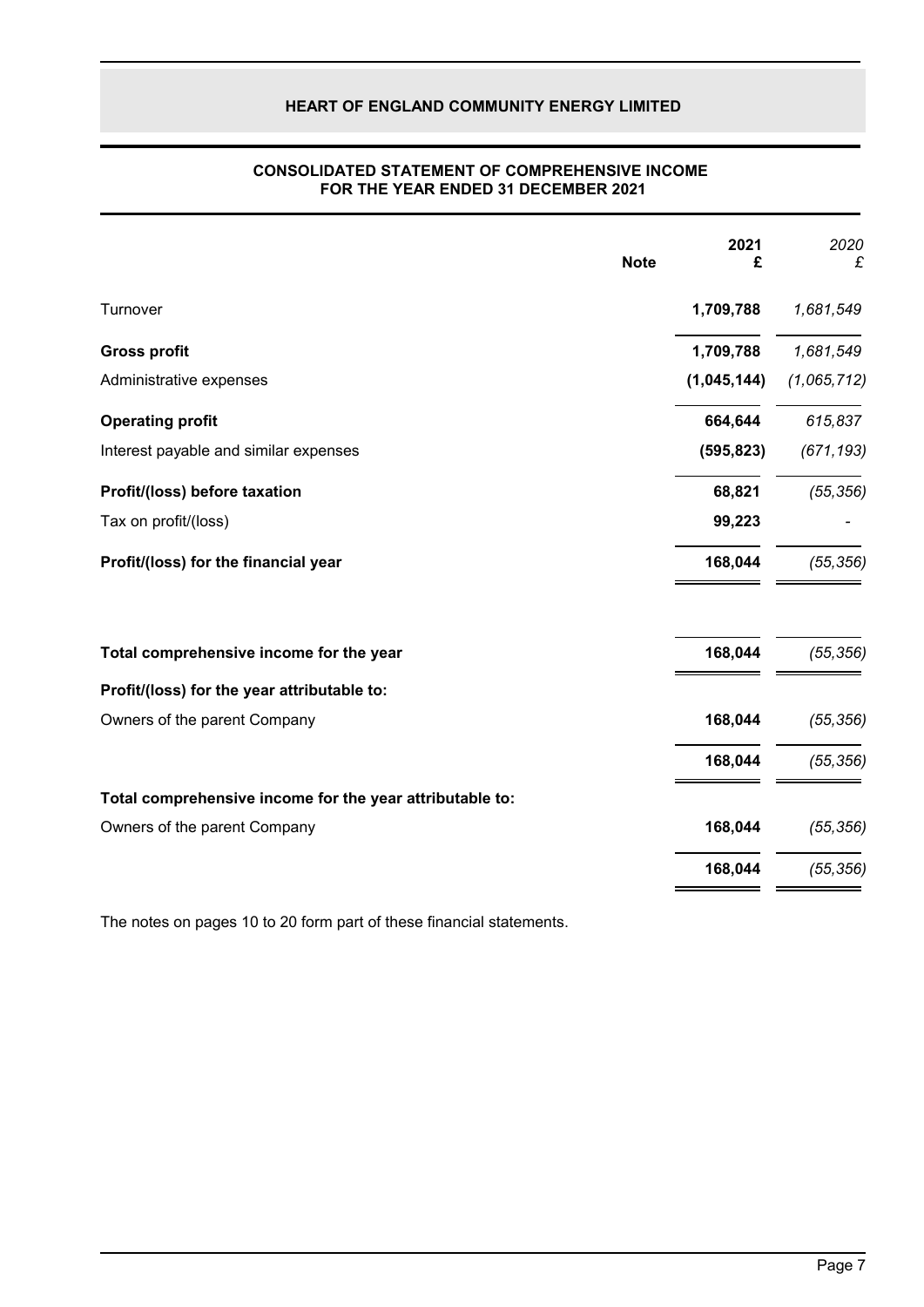# HEART OF ENGLAND COMMUNITY ENERGY LIMITED

## CONSOLIDATED STATEMENT OF COMPREHENSIVE INCOME FOR THE YEAR ENDED 31 DECEMBER 2021

| | Note | 2021 £ | *2020 £* |
|---|---|---|---|
| Turnover | | **1,709,788** | *1,681,549* |
| **Gross profit** | | **1,709,788** | *1,681,549* |
| Administrative expenses | | **(1,045,144)** | *(1,065,712)* |
| **Operating profit** | | **664,644** | *615,837* |
| Interest payable and similar expenses | | **(595,823)** | *(671,193)* |
| **Profit/(loss) before taxation** | | **68,821** | *(55,356)* |
| Tax on profit/(loss) | | **99,223** | *-* |
| **Profit/(loss) for the financial year** | | **168,044** | *(55,356)* |
| **Total comprehensive income for the year** | | **168,044** | *(55,356)* |
| **Profit/(loss) for the year attributable to:** | | | |
| Owners of the parent Company | | **168,044** | *(55,356)* |
| | | **168,044** | *(55,356)* |
| **Total comprehensive income for the year attributable to:** | | | |
| Owners of the parent Company | | **168,044** | *(55,356)* |
| | | **168,044** | *(55,356)* |

The notes on pages 10 to 20 form part of these financial statements.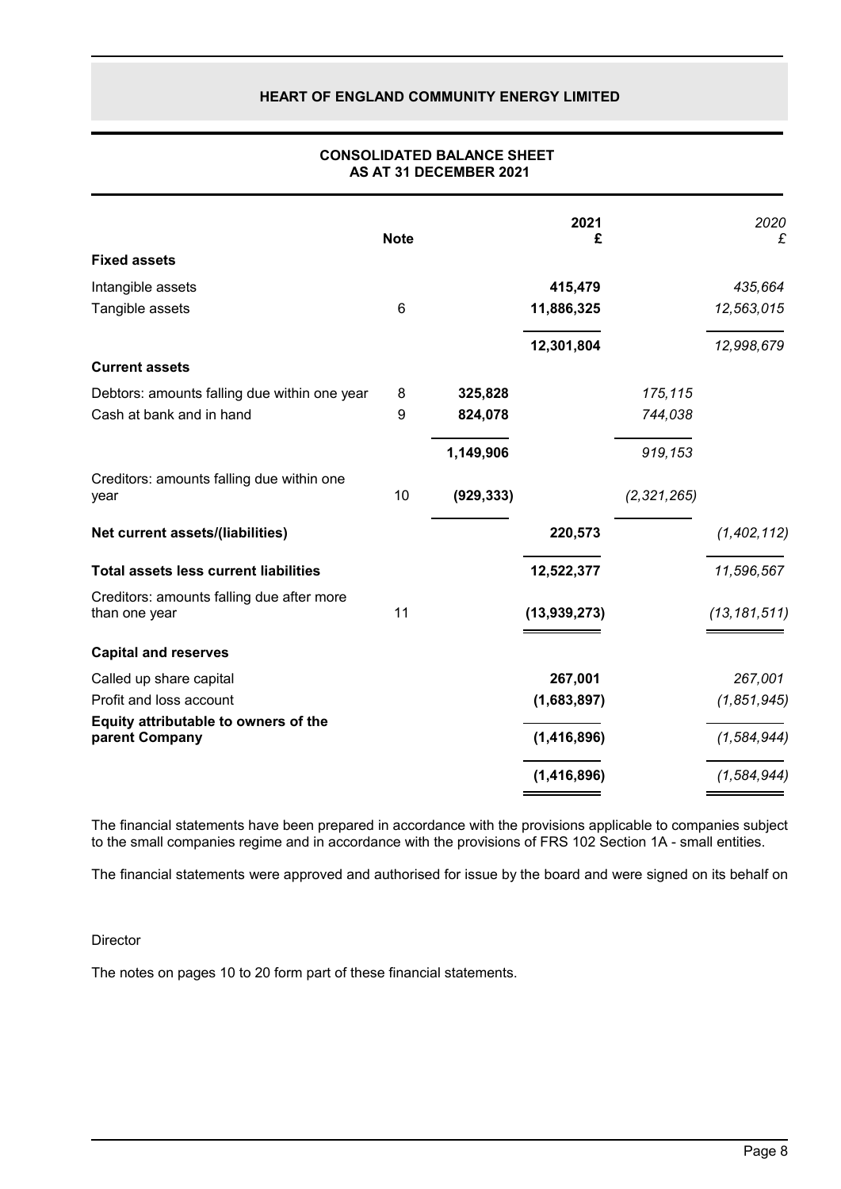# HEART OF ENGLAND COMMUNITY ENERGY LIMITED

## CONSOLIDATED BALANCE SHEET
## AS AT 31 DECEMBER 2021

| | Note | | 2021 £ | | 2020 £ |
|---|---|---|---|---|---|
| **Fixed assets** | | | | | |
| Intangible assets | | | 415,479 | | 435,664 |
| Tangible assets | 6 | | 11,886,325 | | 12,563,015 |
| | | | 12,301,804 | | 12,998,679 |
| **Current assets** | | | | | |
| Debtors: amounts falling due within one year | 8 | 325,828 | | 175,115 | |
| Cash at bank and in hand | 9 | 824,078 | | 744,038 | |
| | | 1,149,906 | | 919,153 | |
| Creditors: amounts falling due within one year | 10 | (929,333) | | (2,321,265) | |
| **Net current assets/(liabilities)** | | | 220,573 | | (1,402,112) |
| **Total assets less current liabilities** | | | 12,522,377 | | 11,596,567 |
| Creditors: amounts falling due after more than one year | 11 | | (13,939,273) | | (13,181,511) |
| **Capital and reserves** | | | | | |
| Called up share capital | | | 267,001 | | 267,001 |
| Profit and loss account | | | (1,683,897) | | (1,851,945) |
| **Equity attributable to owners of the parent Company** | | | (1,416,896) | | (1,584,944) |
| | | | (1,416,896) | | (1,584,944) |

The financial statements have been prepared in accordance with the provisions applicable to companies subject to the small companies regime and in accordance with the provisions of FRS 102 Section 1A - small entities.

The financial statements were approved and authorised for issue by the board and were signed on its behalf on

Director

The notes on pages 10 to 20 form part of these financial statements.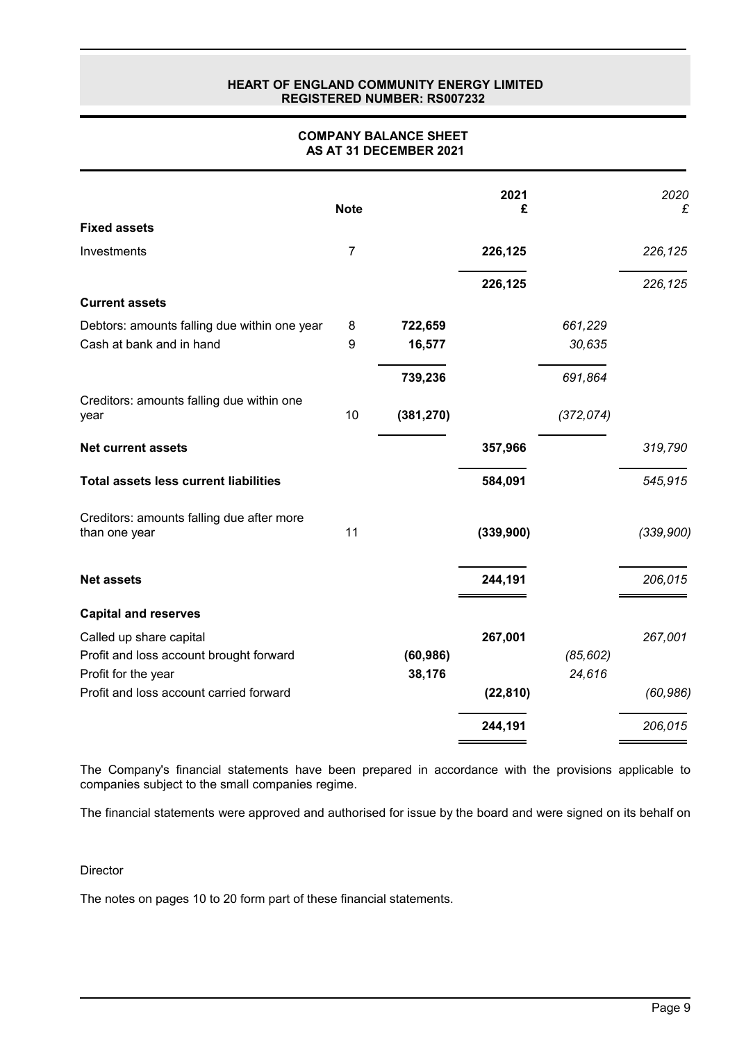**HEART OF ENGLAND COMMUNITY ENERGY LIMITED**
**REGISTERED NUMBER: RS007232**

# COMPANY BALANCE SHEET
## AS AT 31 DECEMBER 2021

| | Note | | 2021 £ | | *2020 £* |
|---|---|---|---|---|---|
| **Fixed assets** | | | | | |
| Investments | 7 | | **226,125** | | *226,125* |
| | | | **226,125** | | *226,125* |
| **Current assets** | | | | | |
| Debtors: amounts falling due within one year | 8 | **722,659** | | *661,229* | |
| Cash at bank and in hand | 9 | **16,577** | | *30,635* | |
| | | **739,236** | | *691,864* | |
| Creditors: amounts falling due within one year | 10 | **(381,270)** | | *(372,074)* | |
| **Net current assets** | | | **357,966** | | *319,790* |
| **Total assets less current liabilities** | | | **584,091** | | *545,915* |
| Creditors: amounts falling due after more than one year | 11 | | **(339,900)** | | *(339,900)* |
| **Net assets** | | | **244,191** | | *206,015* |
| **Capital and reserves** | | | | | |
| Called up share capital | | | **267,001** | | *267,001* |
| Profit and loss account brought forward | | **(60,986)** | | *(85,602)* | |
| Profit for the year | | **38,176** | | *24,616* | |
| Profit and loss account carried forward | | | **(22,810)** | | *(60,986)* |
| | | | **244,191** | | *206,015* |

The Company's financial statements have been prepared in accordance with the provisions applicable to companies subject to the small companies regime.

The financial statements were approved and authorised for issue by the board and were signed on its behalf on

Director

The notes on pages 10 to 20 form part of these financial statements.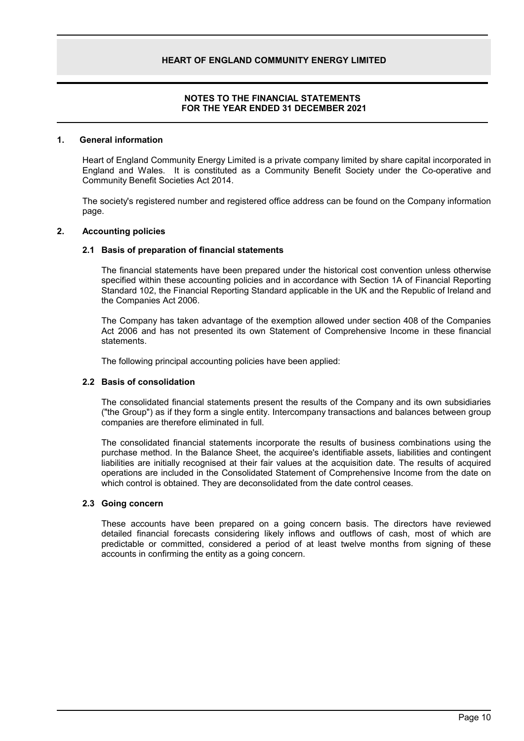# NOTES TO THE FINANCIAL STATEMENTS FOR THE YEAR ENDED 31 DECEMBER 2021

## 1. General information

Heart of England Community Energy Limited is a private company limited by share capital incorporated in England and Wales. It is constituted as a Community Benefit Society under the Co-operative and Community Benefit Societies Act 2014.

The society's registered number and registered office address can be found on the Company information page.

## 2. Accounting policies

### 2.1 Basis of preparation of financial statements

The financial statements have been prepared under the historical cost convention unless otherwise specified within these accounting policies and in accordance with Section 1A of Financial Reporting Standard 102, the Financial Reporting Standard applicable in the UK and the Republic of Ireland and the Companies Act 2006.

The Company has taken advantage of the exemption allowed under section 408 of the Companies Act 2006 and has not presented its own Statement of Comprehensive Income in these financial statements.

The following principal accounting policies have been applied:

### 2.2 Basis of consolidation

The consolidated financial statements present the results of the Company and its own subsidiaries ("the Group") as if they form a single entity. Intercompany transactions and balances between group companies are therefore eliminated in full.

The consolidated financial statements incorporate the results of business combinations using the purchase method. In the Balance Sheet, the acquiree's identifiable assets, liabilities and contingent liabilities are initially recognised at their fair values at the acquisition date. The results of acquired operations are included in the Consolidated Statement of Comprehensive Income from the date on which control is obtained. They are deconsolidated from the date control ceases.

### 2.3 Going concern

These accounts have been prepared on a going concern basis. The directors have reviewed detailed financial forecasts considering likely inflows and outflows of cash, most of which are predictable or committed, considered a period of at least twelve months from signing of these accounts in confirming the entity as a going concern.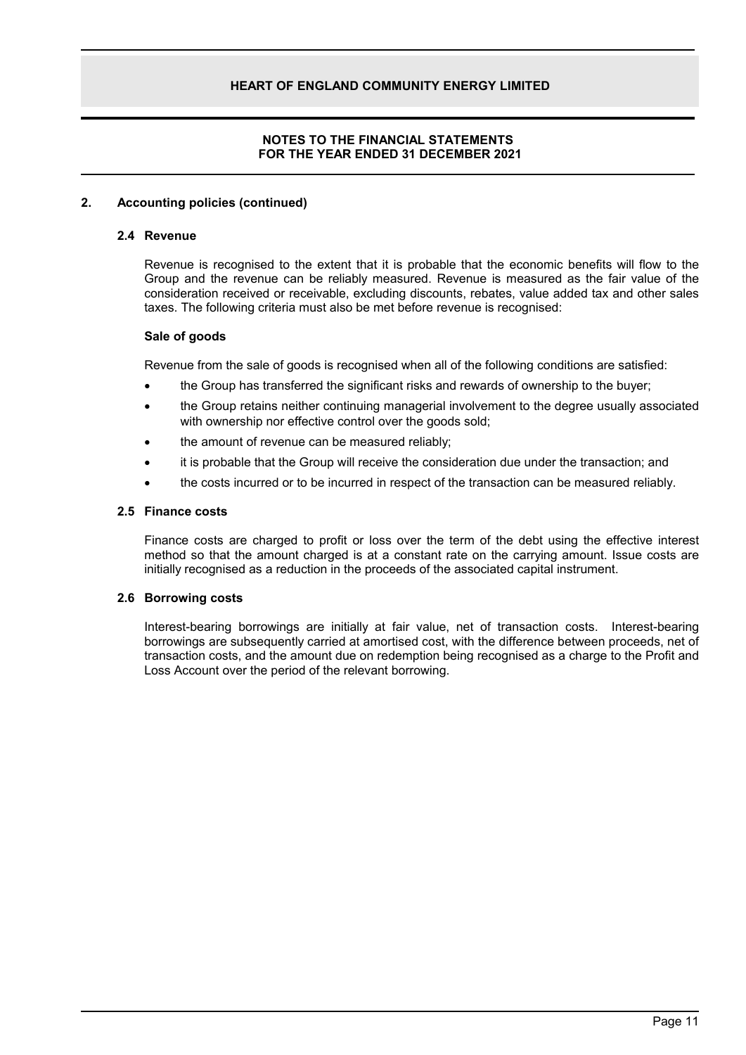## 2. Accounting policies (continued)

### 2.4 Revenue

Revenue is recognised to the extent that it is probable that the economic benefits will flow to the Group and the revenue can be reliably measured. Revenue is measured as the fair value of the consideration received or receivable, excluding discounts, rebates, value added tax and other sales taxes. The following criteria must also be met before revenue is recognised:

**Sale of goods**

Revenue from the sale of goods is recognised when all of the following conditions are satisfied:

- the Group has transferred the significant risks and rewards of ownership to the buyer;
- the Group retains neither continuing managerial involvement to the degree usually associated with ownership nor effective control over the goods sold;
- the amount of revenue can be measured reliably;
- it is probable that the Group will receive the consideration due under the transaction; and
- the costs incurred or to be incurred in respect of the transaction can be measured reliably.

### 2.5 Finance costs

Finance costs are charged to profit or loss over the term of the debt using the effective interest method so that the amount charged is at a constant rate on the carrying amount. Issue costs are initially recognised as a reduction in the proceeds of the associated capital instrument.

### 2.6 Borrowing costs

Interest-bearing borrowings are initially at fair value, net of transaction costs. Interest-bearing borrowings are subsequently carried at amortised cost, with the difference between proceeds, net of transaction costs, and the amount due on redemption being recognised as a charge to the Profit and Loss Account over the period of the relevant borrowing.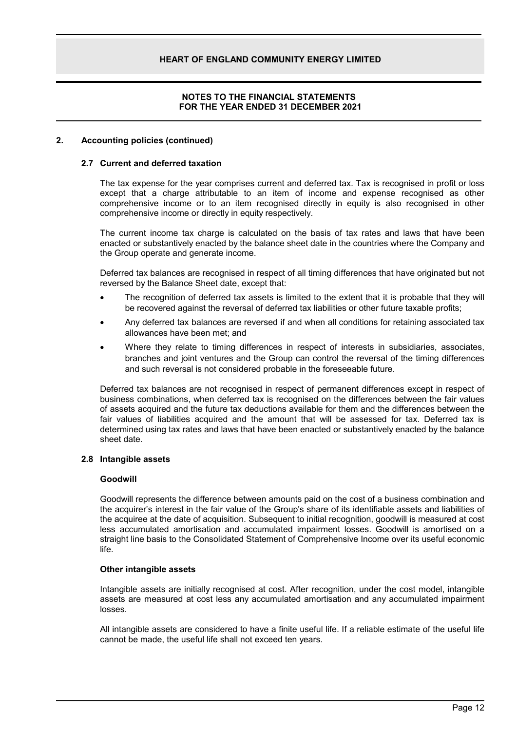## 2. Accounting policies (continued)

### 2.7 Current and deferred taxation

The tax expense for the year comprises current and deferred tax. Tax is recognised in profit or loss except that a charge attributable to an item of income and expense recognised as other comprehensive income or to an item recognised directly in equity is also recognised in other comprehensive income or directly in equity respectively.

The current income tax charge is calculated on the basis of tax rates and laws that have been enacted or substantively enacted by the balance sheet date in the countries where the Company and the Group operate and generate income.

Deferred tax balances are recognised in respect of all timing differences that have originated but not reversed by the Balance Sheet date, except that:

- The recognition of deferred tax assets is limited to the extent that it is probable that they will be recovered against the reversal of deferred tax liabilities or other future taxable profits;
- Any deferred tax balances are reversed if and when all conditions for retaining associated tax allowances have been met; and
- Where they relate to timing differences in respect of interests in subsidiaries, associates, branches and joint ventures and the Group can control the reversal of the timing differences and such reversal is not considered probable in the foreseeable future.

Deferred tax balances are not recognised in respect of permanent differences except in respect of business combinations, when deferred tax is recognised on the differences between the fair values of assets acquired and the future tax deductions available for them and the differences between the fair values of liabilities acquired and the amount that will be assessed for tax. Deferred tax is determined using tax rates and laws that have been enacted or substantively enacted by the balance sheet date.

### 2.8 Intangible assets

**Goodwill**

Goodwill represents the difference between amounts paid on the cost of a business combination and the acquirer's interest in the fair value of the Group's share of its identifiable assets and liabilities of the acquiree at the date of acquisition. Subsequent to initial recognition, goodwill is measured at cost less accumulated amortisation and accumulated impairment losses. Goodwill is amortised on a straight line basis to the Consolidated Statement of Comprehensive Income over its useful economic life.

**Other intangible assets**

Intangible assets are initially recognised at cost. After recognition, under the cost model, intangible assets are measured at cost less any accumulated amortisation and any accumulated impairment losses.

All intangible assets are considered to have a finite useful life. If a reliable estimate of the useful life cannot be made, the useful life shall not exceed ten years.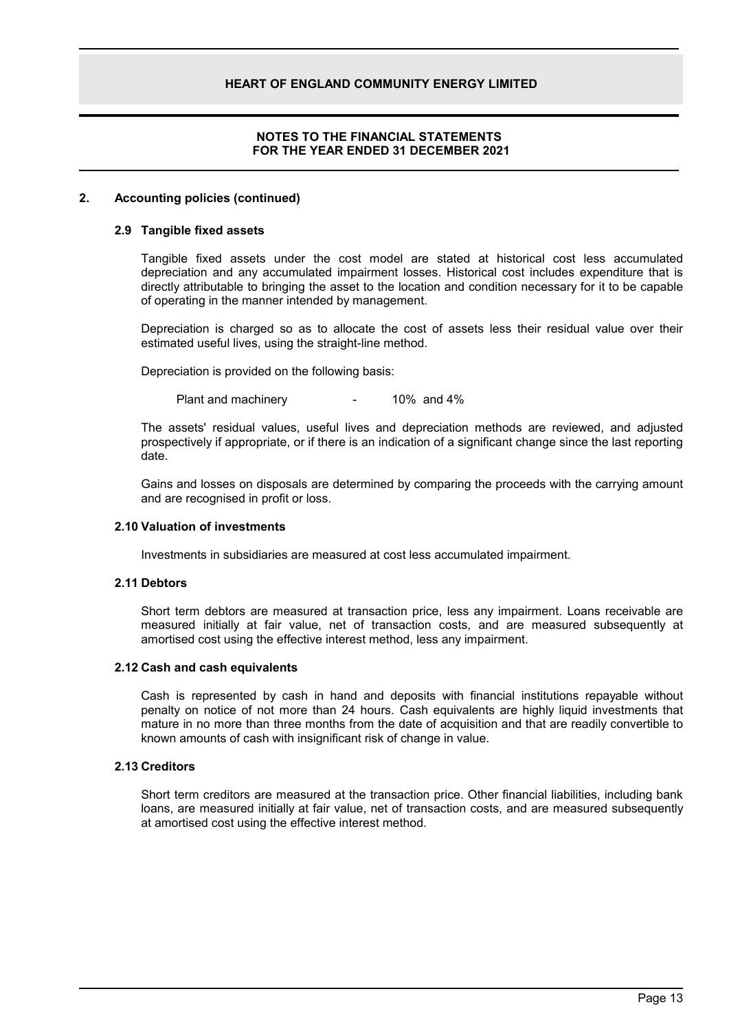## NOTES TO THE FINANCIAL STATEMENTS FOR THE YEAR ENDED 31 DECEMBER 2021

## 2. Accounting policies (continued)

### 2.9 Tangible fixed assets

Tangible fixed assets under the cost model are stated at historical cost less accumulated depreciation and any accumulated impairment losses. Historical cost includes expenditure that is directly attributable to bringing the asset to the location and condition necessary for it to be capable of operating in the manner intended by management.

Depreciation is charged so as to allocate the cost of assets less their residual value over their estimated useful lives, using the straight-line method.

Depreciation is provided on the following basis:

| | | |
|---|---|---|
| Plant and machinery | - | 10% and 4% |

The assets' residual values, useful lives and depreciation methods are reviewed, and adjusted prospectively if appropriate, or if there is an indication of a significant change since the last reporting date.

Gains and losses on disposals are determined by comparing the proceeds with the carrying amount and are recognised in profit or loss.

### 2.10 Valuation of investments

Investments in subsidiaries are measured at cost less accumulated impairment.

### 2.11 Debtors

Short term debtors are measured at transaction price, less any impairment. Loans receivable are measured initially at fair value, net of transaction costs, and are measured subsequently at amortised cost using the effective interest method, less any impairment.

### 2.12 Cash and cash equivalents

Cash is represented by cash in hand and deposits with financial institutions repayable without penalty on notice of not more than 24 hours. Cash equivalents are highly liquid investments that mature in no more than three months from the date of acquisition and that are readily convertible to known amounts of cash with insignificant risk of change in value.

### 2.13 Creditors

Short term creditors are measured at the transaction price. Other financial liabilities, including bank loans, are measured initially at fair value, net of transaction costs, and are measured subsequently at amortised cost using the effective interest method.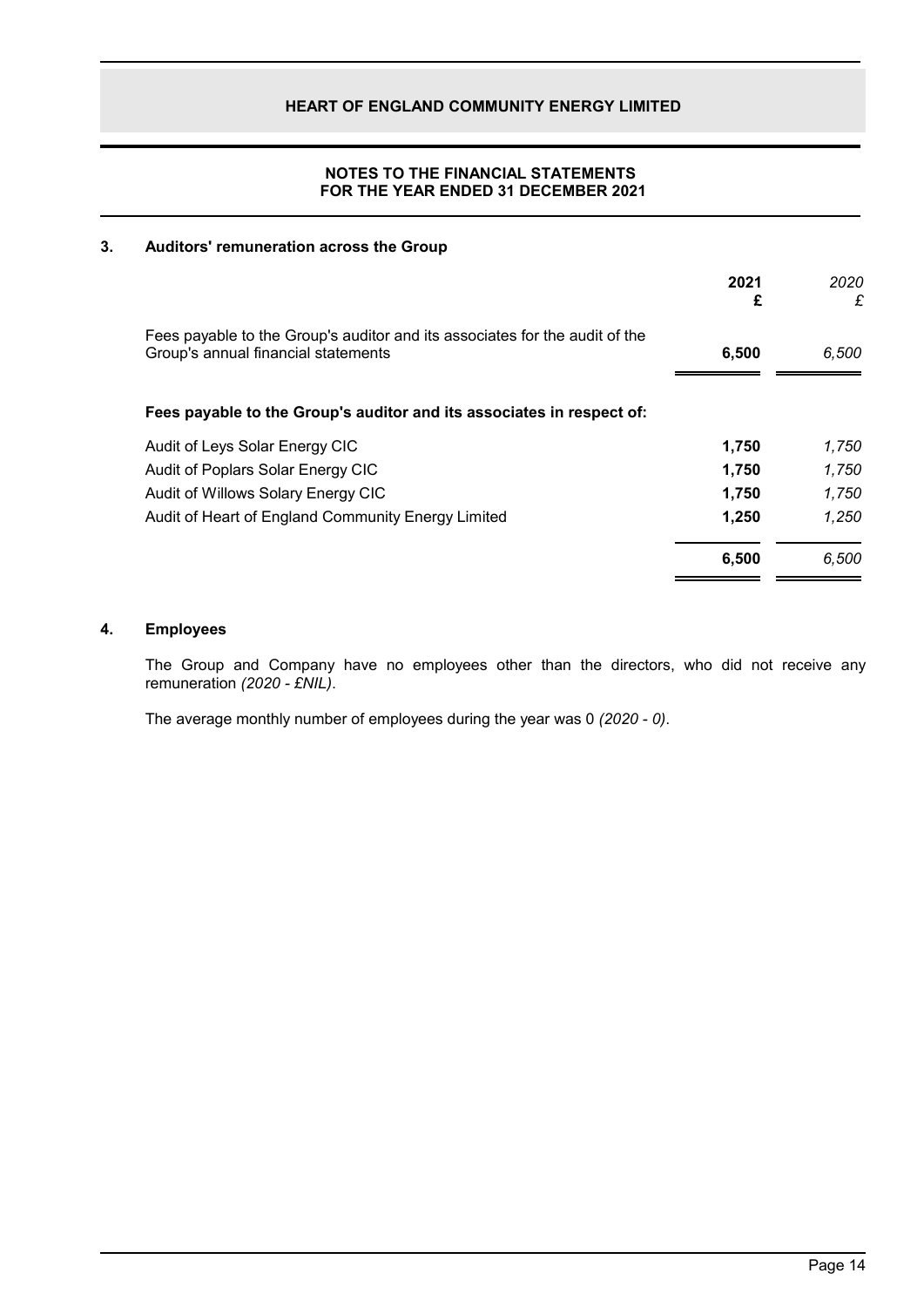## NOTES TO THE FINANCIAL STATEMENTS
## FOR THE YEAR ENDED 31 DECEMBER 2021

### 3. Auditors' remuneration across the Group

| | **2021** **£** | *2020* *£* |
|---|---|---|
| Fees payable to the Group's auditor and its associates for the audit of the Group's annual financial statements | **6,500** | *6,500* |

**Fees payable to the Group's auditor and its associates in respect of:**

| | **2021** **£** | *2020* *£* |
|---|---|---|
| Audit of Leys Solar Energy CIC | **1,750** | *1,750* |
| Audit of Poplars Solar Energy CIC | **1,750** | *1,750* |
| Audit of Willows Solary Energy CIC | **1,750** | *1,750* |
| Audit of Heart of England Community Energy Limited | **1,250** | *1,250* |
| | **6,500** | *6,500* |

### 4. Employees

The Group and Company have no employees other than the directors, who did not receive any remuneration *(2020 - £NIL)*.

The average monthly number of employees during the year was 0 *(2020 - 0)*.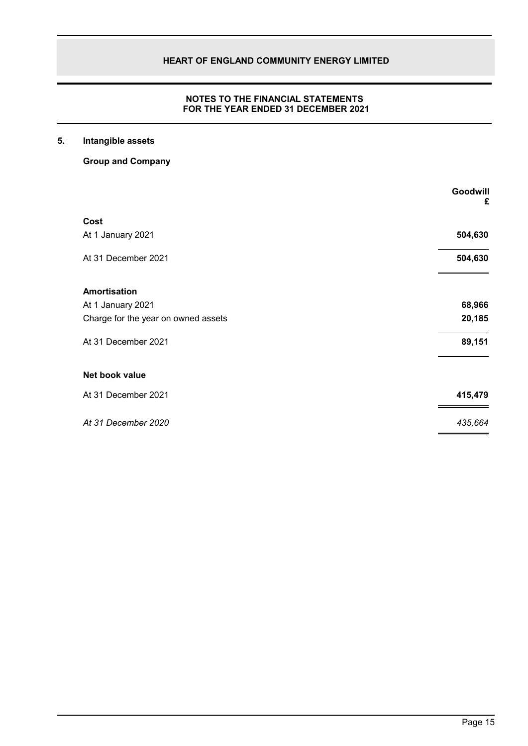## 5. Intangible assets

**Group and Company**

| | Goodwill<br>£ |
|---|---|
| **Cost** | |
| At 1 January 2021 | **504,630** |
| At 31 December 2021 | **504,630** |
| **Amortisation** | |
| At 1 January 2021 | **68,966** |
| Charge for the year on owned assets | **20,185** |
| At 31 December 2021 | **89,151** |
| **Net book value** | |
| At 31 December 2021 | **415,479** |
| *At 31 December 2020* | *435,664* |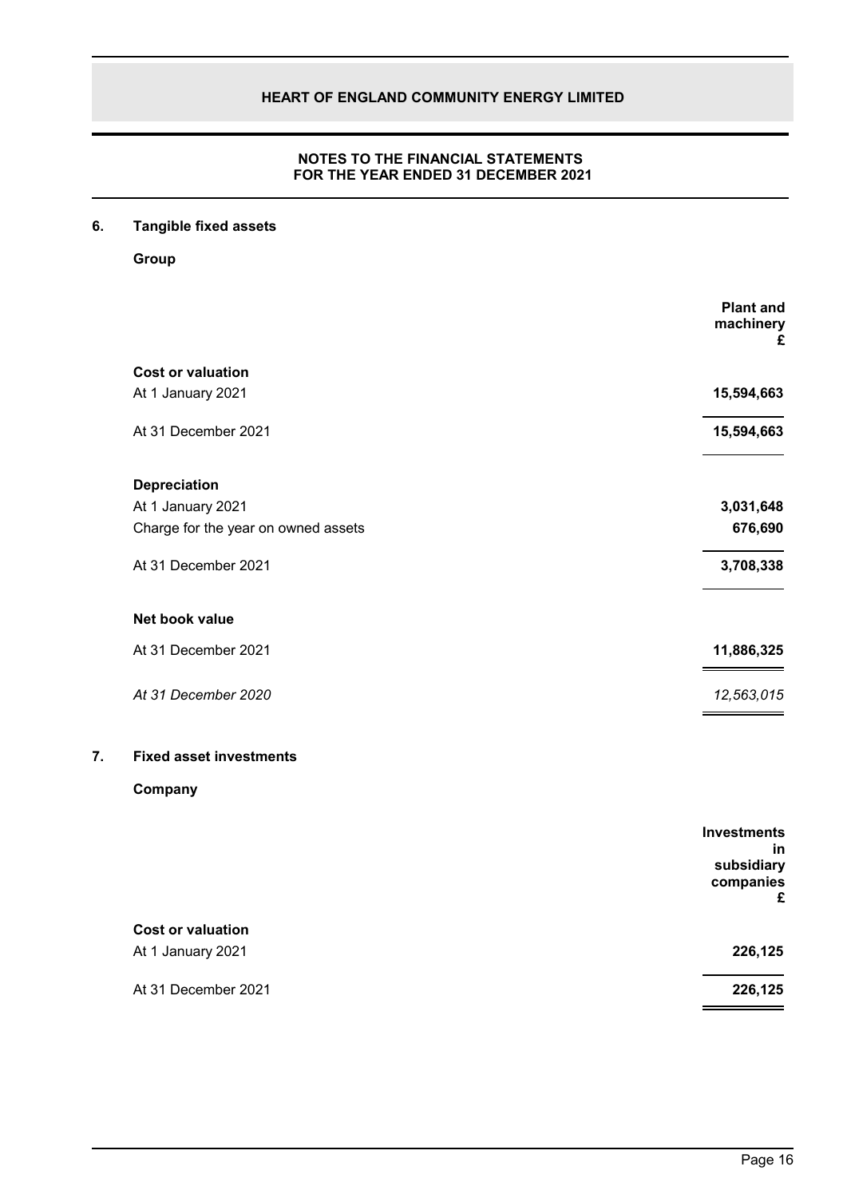## 6. Tangible fixed assets

**Group**

| | Plant and machinery £ |
|---|---|
| **Cost or valuation** | |
| At 1 January 2021 | **15,594,663** |
| At 31 December 2021 | **15,594,663** |
| **Depreciation** | |
| At 1 January 2021 | **3,031,648** |
| Charge for the year on owned assets | **676,690** |
| At 31 December 2021 | **3,708,338** |
| **Net book value** | |
| At 31 December 2021 | **11,886,325** |
| *At 31 December 2020* | *12,563,015* |

## 7. Fixed asset investments

**Company**

| | Investments in subsidiary companies £ |
|---|---|
| **Cost or valuation** | |
| At 1 January 2021 | **226,125** |
| At 31 December 2021 | **226,125** |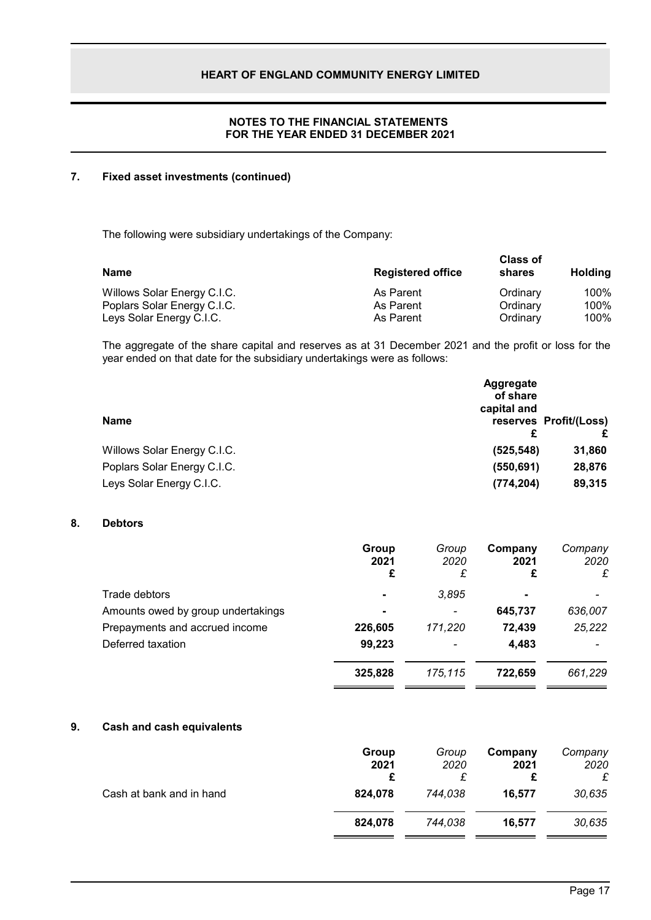## 7. Fixed asset investments (continued)

The following were subsidiary undertakings of the Company:

| Name | Registered office | Class of shares | Holding |
|---|---|---|---|
| Willows Solar Energy C.I.C. | As Parent | Ordinary | 100% |
| Poplars Solar Energy C.I.C. | As Parent | Ordinary | 100% |
| Leys Solar Energy C.I.C. | As Parent | Ordinary | 100% |

The aggregate of the share capital and reserves as at 31 December 2021 and the profit or loss for the year ended on that date for the subsidiary undertakings were as follows:

| Name | Aggregate of share capital and reserves £ | Profit/(Loss) £ |
|---|---|---|
| Willows Solar Energy C.I.C. | **(525,548)** | **31,860** |
| Poplars Solar Energy C.I.C. | **(550,691)** | **28,876** |
| Leys Solar Energy C.I.C. | **(774,204)** | **89,315** |

## 8. Debtors

| | Group 2021 £ | *Group 2020 £* | Company 2021 £ | *Company 2020 £* |
|---|---|---|---|---|
| Trade debtors | **-** | *3,895* | **-** | *-* |
| Amounts owed by group undertakings | **-** | *-* | **645,737** | *636,007* |
| Prepayments and accrued income | **226,605** | *171,220* | **72,439** | *25,222* |
| Deferred taxation | **99,223** | *-* | **4,483** | *-* |
| | **325,828** | *175,115* | **722,659** | *661,229* |

## 9. Cash and cash equivalents

| | Group 2021 £ | *Group 2020 £* | Company 2021 £ | *Company 2020 £* |
|---|---|---|---|---|
| Cash at bank and in hand | **824,078** | *744,038* | **16,577** | *30,635* |
| | **824,078** | *744,038* | **16,577** | *30,635* |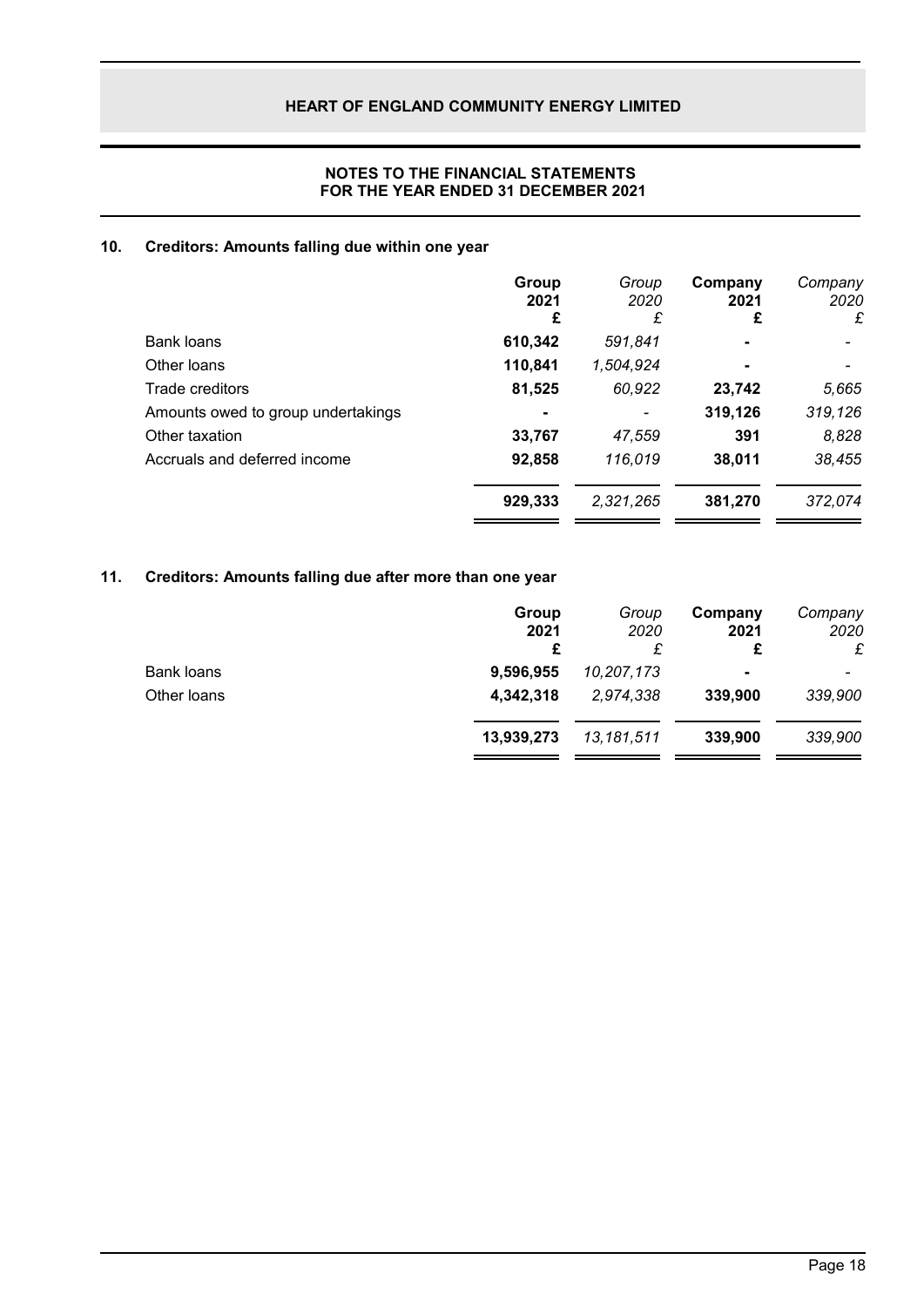## NOTES TO THE FINANCIAL STATEMENTS
## FOR THE YEAR ENDED 31 DECEMBER 2021

### 10. Creditors: Amounts falling due within one year

| | Group 2021 £ | Group 2020 £ | Company 2021 £ | Company 2020 £ |
|---|---|---|---|---|
| Bank loans | 610,342 | 591,841 | - | - |
| Other loans | 110,841 | 1,504,924 | - | - |
| Trade creditors | 81,525 | 60,922 | 23,742 | 5,665 |
| Amounts owed to group undertakings | - | - | 319,126 | 319,126 |
| Other taxation | 33,767 | 47,559 | 391 | 8,828 |
| Accruals and deferred income | 92,858 | 116,019 | 38,011 | 38,455 |
| | **929,333** | *2,321,265* | **381,270** | *372,074* |

### 11. Creditors: Amounts falling due after more than one year

| | Group 2021 £ | Group 2020 £ | Company 2021 £ | Company 2020 £ |
|---|---|---|---|---|
| Bank loans | 9,596,955 | 10,207,173 | - | - |
| Other loans | 4,342,318 | 2,974,338 | 339,900 | 339,900 |
| | **13,939,273** | *13,181,511* | **339,900** | *339,900* |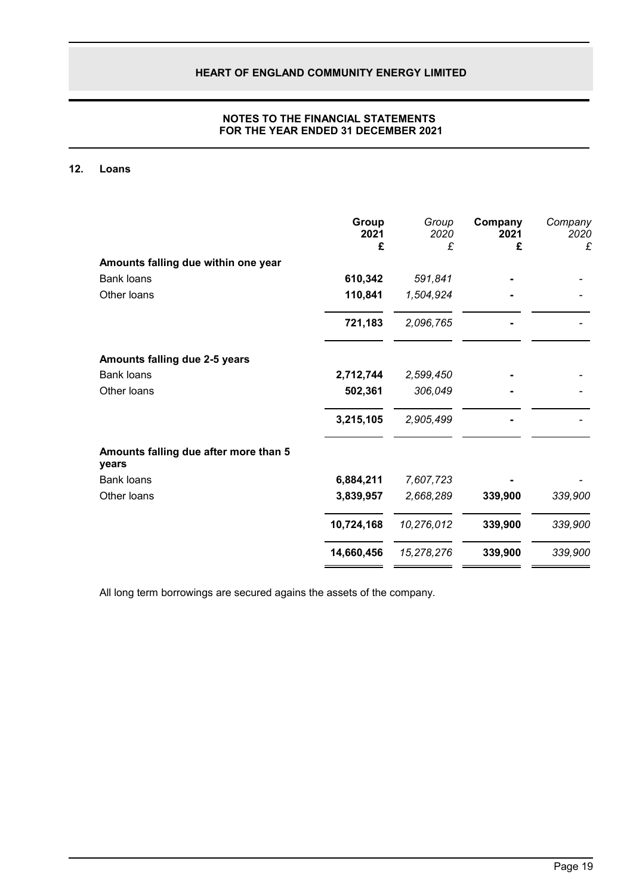## 12. Loans

| | Group 2021 £ | Group 2020 £ | Company 2021 £ | Company 2020 £ |
|---|---|---|---|---|
| **Amounts falling due within one year** | | | | |
| Bank loans | **610,342** | *591,841* | **-** | - |
| Other loans | **110,841** | *1,504,924* | **-** | - |
| | **721,183** | *2,096,765* | **-** | - |
| **Amounts falling due 2-5 years** | | | | |
| Bank loans | **2,712,744** | *2,599,450* | **-** | - |
| Other loans | **502,361** | *306,049* | **-** | - |
| | **3,215,105** | *2,905,499* | **-** | - |
| **Amounts falling due after more than 5 years** | | | | |
| Bank loans | **6,884,211** | *7,607,723* | **-** | - |
| Other loans | **3,839,957** | *2,668,289* | **339,900** | *339,900* |
| | **10,724,168** | *10,276,012* | **339,900** | *339,900* |
| | **14,660,456** | *15,278,276* | **339,900** | *339,900* |

All long term borrowings are secured agains the assets of the company.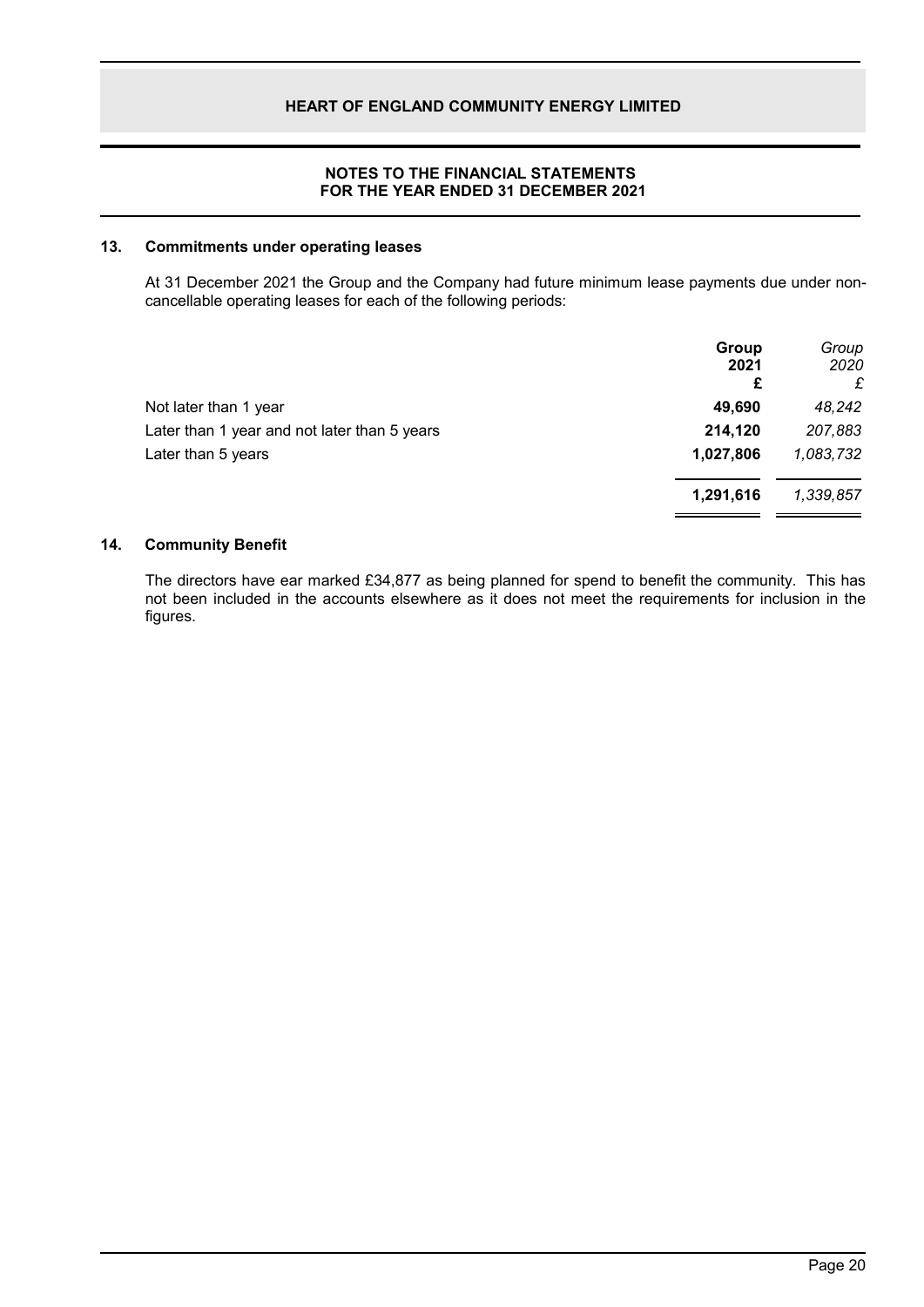## 13. Commitments under operating leases

At 31 December 2021 the Group and the Company had future minimum lease payments due under non-cancellable operating leases for each of the following periods:

| | **Group 2021 £** | *Group 2020 £* |
|---|---|---|
| Not later than 1 year | **49,690** | *48,242* |
| Later than 1 year and not later than 5 years | **214,120** | *207,883* |
| Later than 5 years | **1,027,806** | *1,083,732* |
| | **1,291,616** | *1,339,857* |

## 14. Community Benefit

The directors have ear marked £34,877 as being planned for spend to benefit the community. This has not been included in the accounts elsewhere as it does not meet the requirements for inclusion in the figures.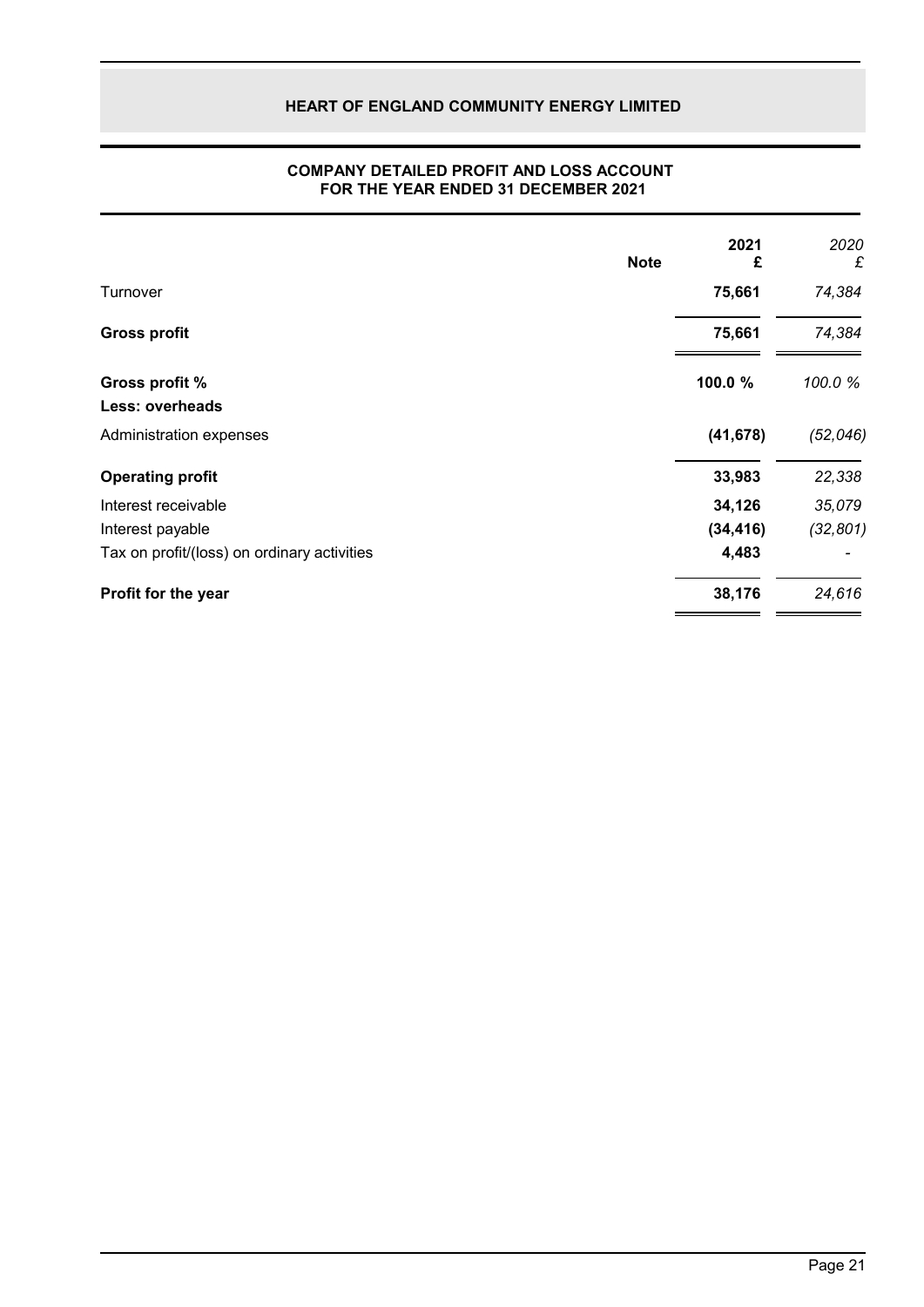# HEART OF ENGLAND COMMUNITY ENERGY LIMITED

## COMPANY DETAILED PROFIT AND LOSS ACCOUNT FOR THE YEAR ENDED 31 DECEMBER 2021

| | Note | 2021 £ | 2020 £ |
|---|---|---|---|
| Turnover | | **75,661** | *74,384* |
| **Gross profit** | | **75,661** | *74,384* |
| **Gross profit %** | | **100.0 %** | *100.0 %* |
| **Less: overheads** | | | |
| Administration expenses | | **(41,678)** | *(52,046)* |
| **Operating profit** | | **33,983** | *22,338* |
| Interest receivable | | **34,126** | *35,079* |
| Interest payable | | **(34,416)** | *(32,801)* |
| Tax on profit/(loss) on ordinary activities | | **4,483** | *-* |
| **Profit for the year** | | **38,176** | *24,616* |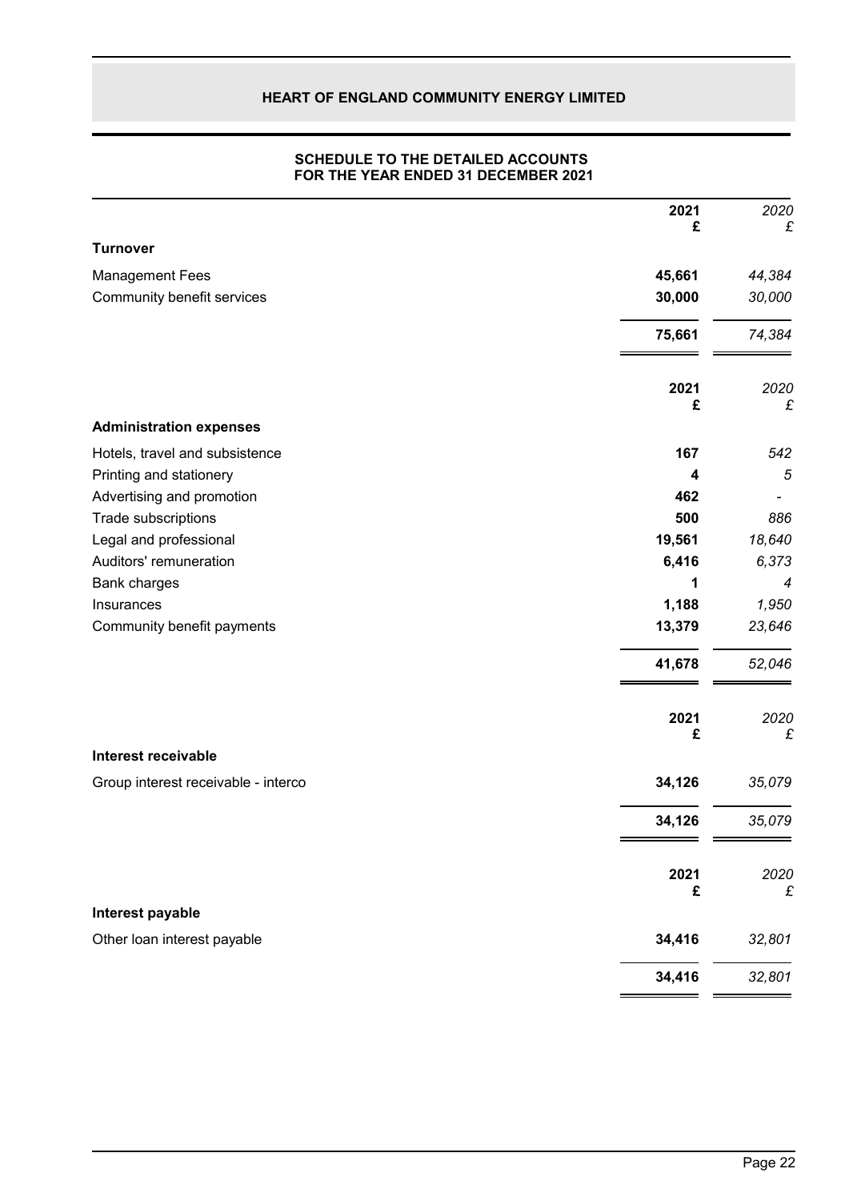## HEART OF ENGLAND COMMUNITY ENERGY LIMITED

### SCHEDULE TO THE DETAILED ACCOUNTS FOR THE YEAR ENDED 31 DECEMBER 2021

| | 2021 £ | *2020 £* |
|---|---|---|
| **Turnover** | | |
| Management Fees | **45,661** | *44,384* |
| Community benefit services | **30,000** | *30,000* |
| | **75,661** | *74,384* |

| | 2021 £ | *2020 £* |
|---|---|---|
| **Administration expenses** | | |
| Hotels, travel and subsistence | **167** | *542* |
| Printing and stationery | **4** | *5* |
| Advertising and promotion | **462** | *-* |
| Trade subscriptions | **500** | *886* |
| Legal and professional | **19,561** | *18,640* |
| Auditors' remuneration | **6,416** | *6,373* |
| Bank charges | **1** | *4* |
| Insurances | **1,188** | *1,950* |
| Community benefit payments | **13,379** | *23,646* |
| | **41,678** | *52,046* |

| | 2021 £ | *2020 £* |
|---|---|---|
| **Interest receivable** | | |
| Group interest receivable - interco | **34,126** | *35,079* |
| | **34,126** | *35,079* |

| | 2021 £ | *2020 £* |
|---|---|---|
| **Interest payable** | | |
| Other loan interest payable | **34,416** | *32,801* |
| | **34,416** | *32,801* |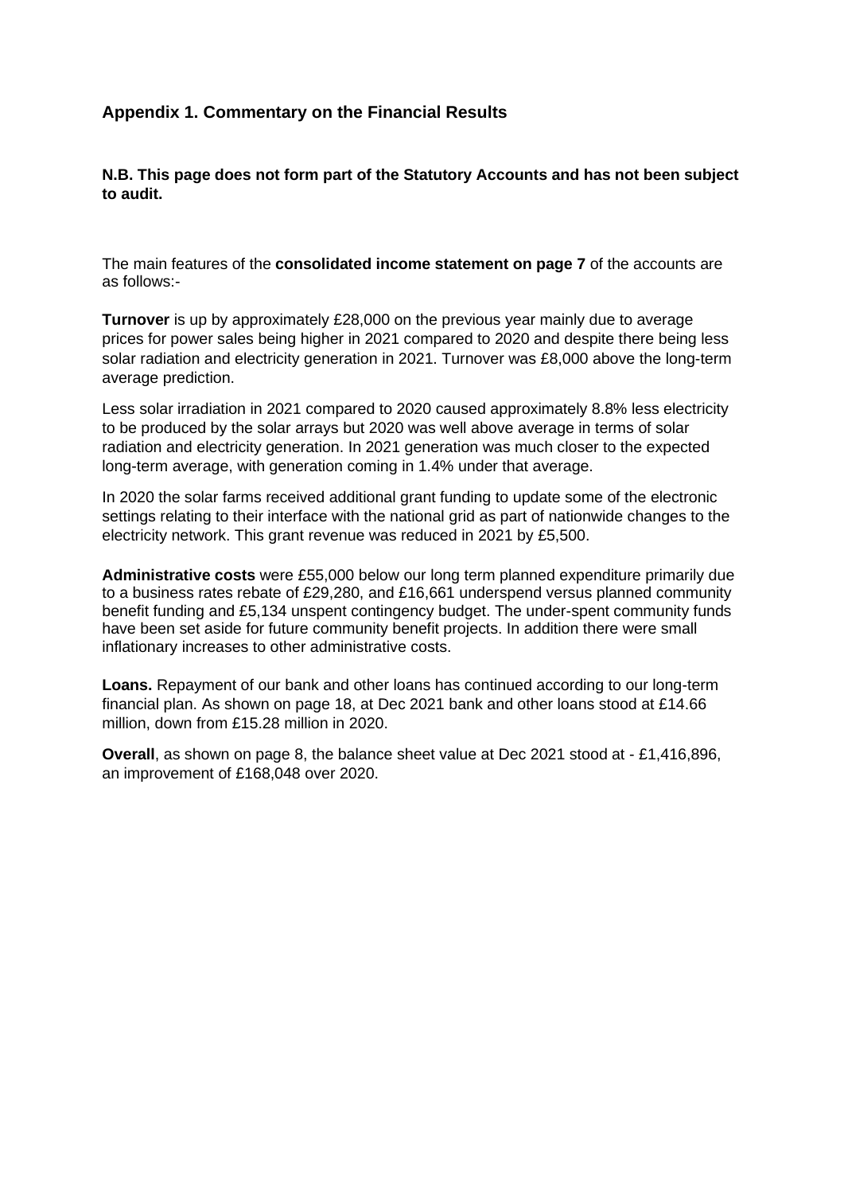## Appendix 1. Commentary on the Financial Results

**N.B. This page does not form part of the Statutory Accounts and has not been subject to audit.**

The main features of the **consolidated income statement on page 7** of the accounts are as follows:-

**Turnover** is up by approximately £28,000 on the previous year mainly due to average prices for power sales being higher in 2021 compared to 2020 and despite there being less solar radiation and electricity generation in 2021. Turnover was £8,000 above the long-term average prediction.

Less solar irradiation in 2021 compared to 2020 caused approximately 8.8% less electricity to be produced by the solar arrays but 2020 was well above average in terms of solar radiation and electricity generation. In 2021 generation was much closer to the expected long-term average, with generation coming in 1.4% under that average.

In 2020 the solar farms received additional grant funding to update some of the electronic settings relating to their interface with the national grid as part of nationwide changes to the electricity network. This grant revenue was reduced in 2021 by £5,500.

**Administrative costs** were £55,000 below our long term planned expenditure primarily due to a business rates rebate of £29,280, and £16,661 underspend versus planned community benefit funding and £5,134 unspent contingency budget. The under-spent community funds have been set aside for future community benefit projects. In addition there were small inflationary increases to other administrative costs.

**Loans.** Repayment of our bank and other loans has continued according to our long-term financial plan. As shown on page 18, at Dec 2021 bank and other loans stood at £14.66 million, down from £15.28 million in 2020.

**Overall**, as shown on page 8, the balance sheet value at Dec 2021 stood at - £1,416,896, an improvement of £168,048 over 2020.